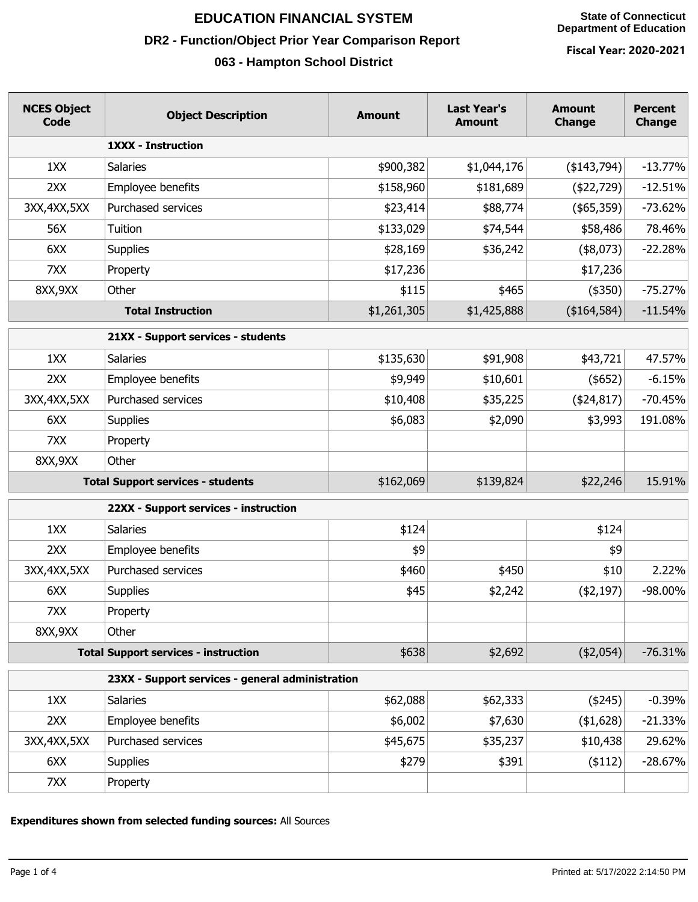# EDUCATION FINANCIAL SYSTEM

## DR2 - Function/Object Prior Year Comparison Report

## 063 - Hampton School District

**State of Connecticut**
**Department of Education**

**Fiscal Year: 2020-2021**

| NCES Object Code | Object Description | Amount | Last Year's Amount | Amount Change | Percent Change |
|---|---|---|---|---|---|
| | **1XXX - Instruction** | | | | |
| 1XX | Salaries | $900,382 | $1,044,176 | ($143,794) | -13.77% |
| 2XX | Employee benefits | $158,960 | $181,689 | ($22,729) | -12.51% |
| 3XX,4XX,5XX | Purchased services | $23,414 | $88,774 | ($65,359) | -73.62% |
| 56X | Tuition | $133,029 | $74,544 | $58,486 | 78.46% |
| 6XX | Supplies | $28,169 | $36,242 | ($8,073) | -22.28% |
| 7XX | Property | $17,236 | | $17,236 | |
| 8XX,9XX | Other | $115 | $465 | ($350) | -75.27% |
| **Total Instruction** | | $1,261,305 | $1,425,888 | ($164,584) | -11.54% |
| | **21XX - Support services - students** | | | | |
| 1XX | Salaries | $135,630 | $91,908 | $43,721 | 47.57% |
| 2XX | Employee benefits | $9,949 | $10,601 | ($652) | -6.15% |
| 3XX,4XX,5XX | Purchased services | $10,408 | $35,225 | ($24,817) | -70.45% |
| 6XX | Supplies | $6,083 | $2,090 | $3,993 | 191.08% |
| 7XX | Property | | | | |
| 8XX,9XX | Other | | | | |
| **Total Support services - students** | | $162,069 | $139,824 | $22,246 | 15.91% |
| | **22XX - Support services - instruction** | | | | |
| 1XX | Salaries | $124 | | $124 | |
| 2XX | Employee benefits | $9 | | $9 | |
| 3XX,4XX,5XX | Purchased services | $460 | $450 | $10 | 2.22% |
| 6XX | Supplies | $45 | $2,242 | ($2,197) | -98.00% |
| 7XX | Property | | | | |
| 8XX,9XX | Other | | | | |
| **Total Support services - instruction** | | $638 | $2,692 | ($2,054) | -76.31% |
| | **23XX - Support services - general administration** | | | | |
| 1XX | Salaries | $62,088 | $62,333 | ($245) | -0.39% |
| 2XX | Employee benefits | $6,002 | $7,630 | ($1,628) | -21.33% |
| 3XX,4XX,5XX | Purchased services | $45,675 | $35,237 | $10,438 | 29.62% |
| 6XX | Supplies | $279 | $391 | ($112) | -28.67% |
| 7XX | Property | | | | |

**Expenditures shown from selected funding sources:** All Sources

Printed at: 5/17/2022 2:14:50 PM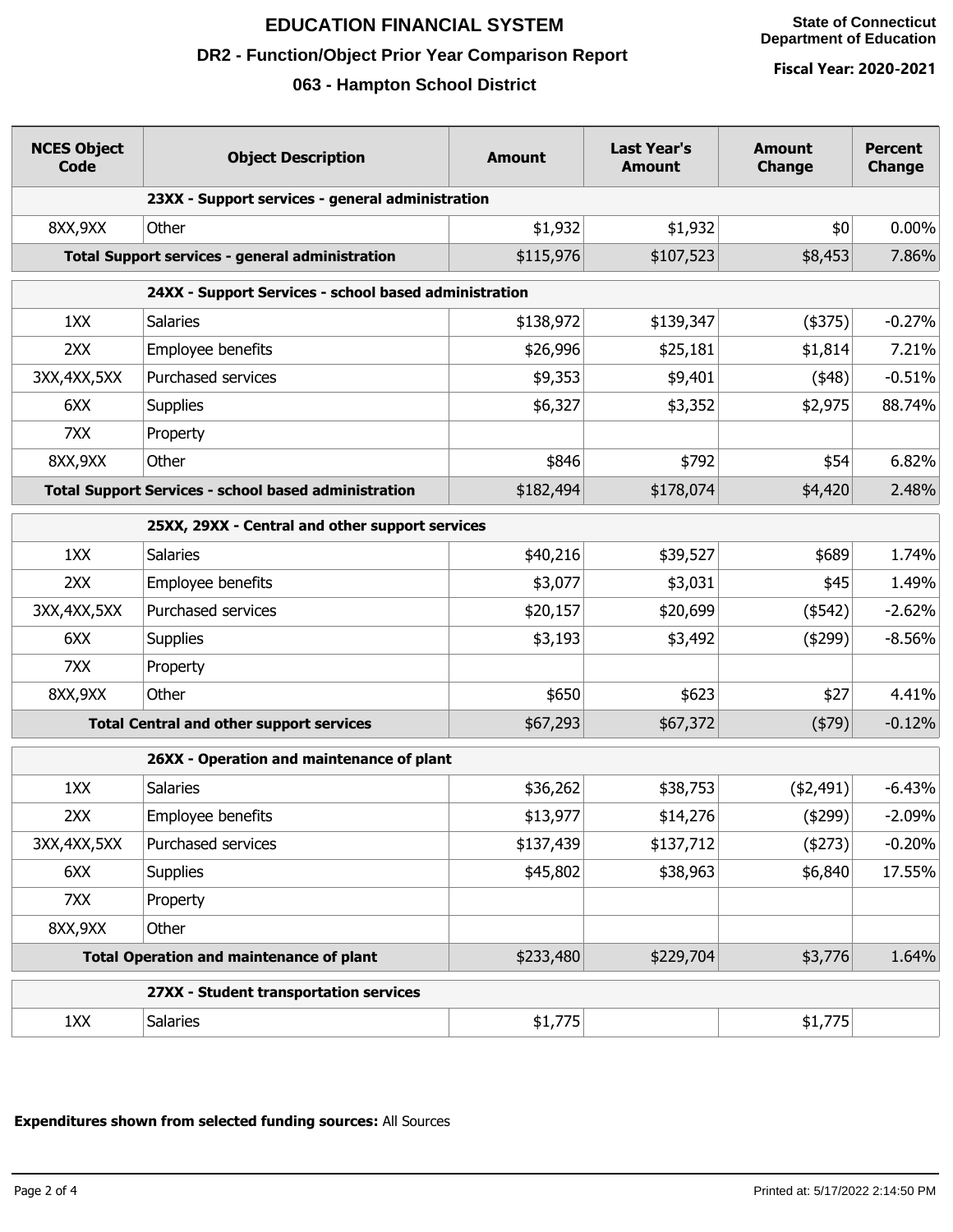# EDUCATION FINANCIAL SYSTEM

## DR2 - Function/Object Prior Year Comparison Report

## 063 - Hampton School District

**State of Connecticut Department of Education**

**Fiscal Year: 2020-2021**

| NCES Object Code | Object Description | Amount | Last Year's Amount | Amount Change | Percent Change |
|---|---|---|---|---|---|
| | **23XX - Support services - general administration** | | | | |
| 8XX,9XX | Other | $1,932 | $1,932 | $0 | 0.00% |
| **Total Support services - general administration** | | $115,976 | $107,523 | $8,453 | 7.86% |
| | **24XX - Support Services - school based administration** | | | | |
| 1XX | Salaries | $138,972 | $139,347 | ($375) | -0.27% |
| 2XX | Employee benefits | $26,996 | $25,181 | $1,814 | 7.21% |
| 3XX,4XX,5XX | Purchased services | $9,353 | $9,401 | ($48) | -0.51% |
| 6XX | Supplies | $6,327 | $3,352 | $2,975 | 88.74% |
| 7XX | Property | | | | |
| 8XX,9XX | Other | $846 | $792 | $54 | 6.82% |
| **Total Support Services - school based administration** | | $182,494 | $178,074 | $4,420 | 2.48% |
| | **25XX, 29XX - Central and other support services** | | | | |
| 1XX | Salaries | $40,216 | $39,527 | $689 | 1.74% |
| 2XX | Employee benefits | $3,077 | $3,031 | $45 | 1.49% |
| 3XX,4XX,5XX | Purchased services | $20,157 | $20,699 | ($542) | -2.62% |
| 6XX | Supplies | $3,193 | $3,492 | ($299) | -8.56% |
| 7XX | Property | | | | |
| 8XX,9XX | Other | $650 | $623 | $27 | 4.41% |
| **Total Central and other support services** | | $67,293 | $67,372 | ($79) | -0.12% |
| | **26XX - Operation and maintenance of plant** | | | | |
| 1XX | Salaries | $36,262 | $38,753 | ($2,491) | -6.43% |
| 2XX | Employee benefits | $13,977 | $14,276 | ($299) | -2.09% |
| 3XX,4XX,5XX | Purchased services | $137,439 | $137,712 | ($273) | -0.20% |
| 6XX | Supplies | $45,802 | $38,963 | $6,840 | 17.55% |
| 7XX | Property | | | | |
| 8XX,9XX | Other | | | | |
| **Total Operation and maintenance of plant** | | $233,480 | $229,704 | $3,776 | 1.64% |
| | **27XX - Student transportation services** | | | | |
| 1XX | Salaries | $1,775 | | $1,775 | |

**Expenditures shown from selected funding sources:** All Sources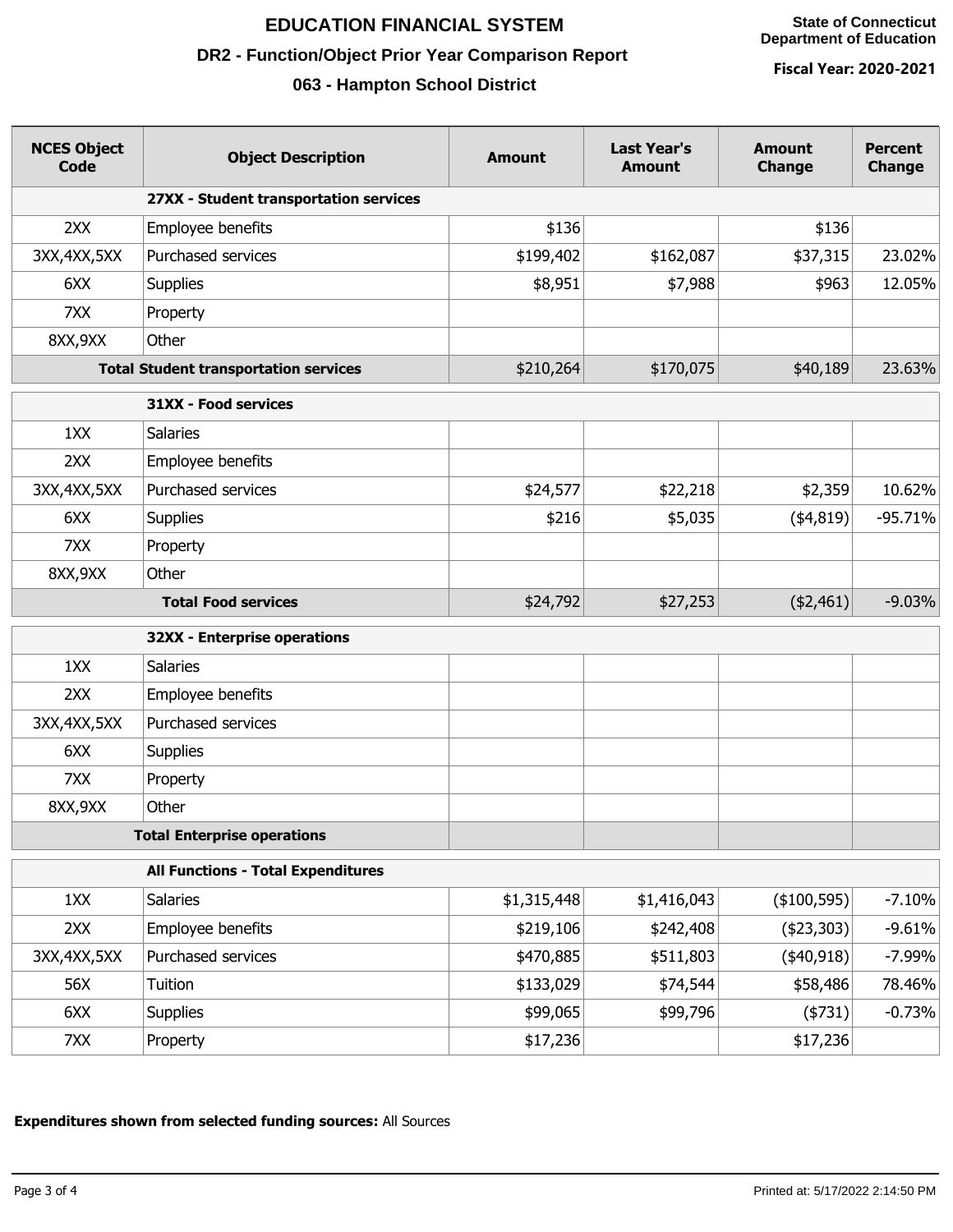# EDUCATION FINANCIAL SYSTEM

## DR2 - Function/Object Prior Year Comparison Report

## 063 - Hampton School District

State of Connecticut Department of Education

**Fiscal Year: 2020-2021**

| NCES Object Code | Object Description | Amount | Last Year's Amount | Amount Change | Percent Change |
|---|---|---|---|---|---|
| | **27XX - Student transportation services** | | | | |
| 2XX | Employee benefits | $136 | | $136 | |
| 3XX,4XX,5XX | Purchased services | $199,402 | $162,087 | $37,315 | 23.02% |
| 6XX | Supplies | $8,951 | $7,988 | $963 | 12.05% |
| 7XX | Property | | | | |
| 8XX,9XX | Other | | | | |
| **Total Student transportation services** | | $210,264 | $170,075 | $40,189 | 23.63% |
| | **31XX - Food services** | | | | |
| 1XX | Salaries | | | | |
| 2XX | Employee benefits | | | | |
| 3XX,4XX,5XX | Purchased services | $24,577 | $22,218 | $2,359 | 10.62% |
| 6XX | Supplies | $216 | $5,035 | ($4,819) | -95.71% |
| 7XX | Property | | | | |
| 8XX,9XX | Other | | | | |
| **Total Food services** | | $24,792 | $27,253 | ($2,461) | -9.03% |
| | **32XX - Enterprise operations** | | | | |
| 1XX | Salaries | | | | |
| 2XX | Employee benefits | | | | |
| 3XX,4XX,5XX | Purchased services | | | | |
| 6XX | Supplies | | | | |
| 7XX | Property | | | | |
| 8XX,9XX | Other | | | | |
| **Total Enterprise operations** | | | | | |
| | **All Functions - Total Expenditures** | | | | |
| 1XX | Salaries | $1,315,448 | $1,416,043 | ($100,595) | -7.10% |
| 2XX | Employee benefits | $219,106 | $242,408 | ($23,303) | -9.61% |
| 3XX,4XX,5XX | Purchased services | $470,885 | $511,803 | ($40,918) | -7.99% |
| 56X | Tuition | $133,029 | $74,544 | $58,486 | 78.46% |
| 6XX | Supplies | $99,065 | $99,796 | ($731) | -0.73% |
| 7XX | Property | $17,236 | | $17,236 | |

**Expenditures shown from selected funding sources:** All Sources

Printed at: 5/17/2022 2:14:50 PM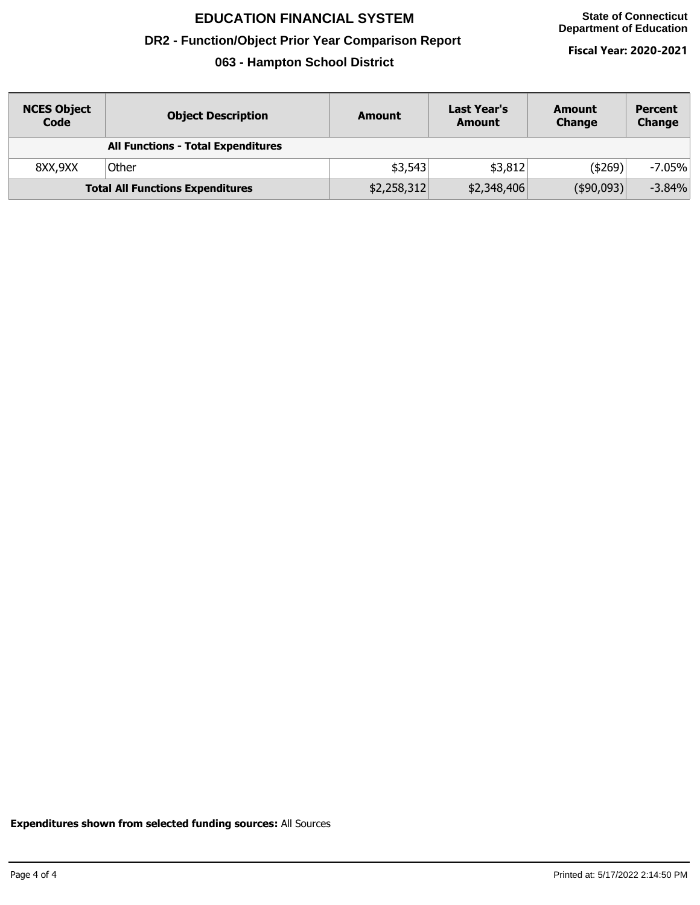# EDUCATION FINANCIAL SYSTEM

## DR2 - Function/Object Prior Year Comparison Report

## 063 - Hampton School District

**State of Connecticut Department of Education**

**Fiscal Year: 2020-2021**

| NCES Object Code | Object Description | Amount | Last Year's Amount | Amount Change | Percent Change |
|---|---|---|---|---|---|
| | **All Functions - Total Expenditures** | | | | |
| 8XX,9XX | Other | $3,543 | $3,812 | ($269) | -7.05% |
| **Total All Functions Expenditures** | | $2,258,312 | $2,348,406 | ($90,093) | -3.84% |

**Expenditures shown from selected funding sources:** All Sources

Printed at: 5/17/2022 2:14:50 PM